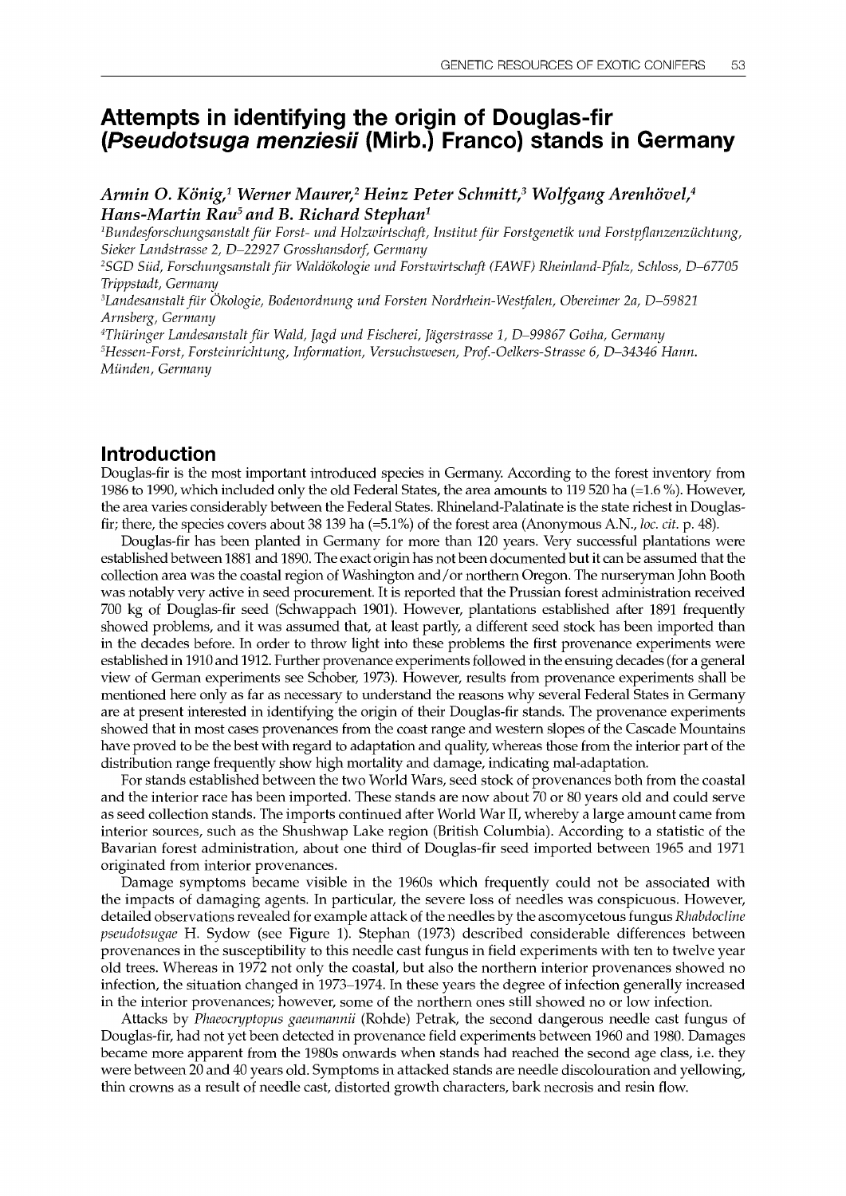# Attempts in identifying the origin of Douglas-fir (*Pseudotsuga menziesii* (Mirb.) Franco) stands in Germany

***Armin O. König,[1] Werner Maurer,[2] Heinz Peter Schmitt,[3] Wolfgang Arenhövel,[4] Hans-Martin Rau[5] and B. Richard Stephan[1]***

[1]*Bundesforschungsanstalt für Forst- und Holzwirtschaft, Institut für Forstgenetik und Forstpflanzenzüchtung, Sieker Landstrasse 2, D–22927 Grosshansdorf, Germany*

[2]*SGD Süd, Forschungsanstalt für Waldökologie und Forstwirtschaft (FAWF) Rheinland-Pfalz, Schloss, D–67705 Trippstadt, Germany*

[3]*Landesanstalt für Ökologie, Bodenordnung und Forsten Nordrhein-Westfalen, Obereimer 2a, D–59821 Arnsberg, Germany*

[4]*Thüringer Landesanstalt für Wald, Jagd und Fischerei, Jägerstrasse 1, D–99867 Gotha, Germany*

[5]*Hessen-Forst, Forsteinrichtung, Information, Versuchswesen, Prof.-Oelkers-Strasse 6, D–34346 Hann. Münden, Germany*

## Introduction

Douglas-fir is the most important introduced species in Germany. According to the forest inventory from 1986 to 1990, which included only the old Federal States, the area amounts to 119 520 ha (=1.6 %). However, the area varies considerably between the Federal States. Rhineland-Palatinate is the state richest in Douglas-fir; there, the species covers about 38 139 ha (=5.1%) of the forest area (Anonymous A.N., *loc. cit.* p. 48).

Douglas-fir has been planted in Germany for more than 120 years. Very successful plantations were established between 1881 and 1890. The exact origin has not been documented but it can be assumed that the collection area was the coastal region of Washington and/or northern Oregon. The nurseryman John Booth was notably very active in seed procurement. It is reported that the Prussian forest administration received 700 kg of Douglas-fir seed (Schwappach 1901). However, plantations established after 1891 frequently showed problems, and it was assumed that, at least partly, a different seed stock has been imported than in the decades before. In order to throw light into these problems the first provenance experiments were established in 1910 and 1912. Further provenance experiments followed in the ensuing decades (for a general view of German experiments see Schober, 1973). However, results from provenance experiments shall be mentioned here only as far as necessary to understand the reasons why several Federal States in Germany are at present interested in identifying the origin of their Douglas-fir stands. The provenance experiments showed that in most cases provenances from the coast range and western slopes of the Cascade Mountains have proved to be the best with regard to adaptation and quality, whereas those from the interior part of the distribution range frequently show high mortality and damage, indicating mal-adaptation.

For stands established between the two World Wars, seed stock of provenances both from the coastal and the interior race has been imported. These stands are now about 70 or 80 years old and could serve as seed collection stands. The imports continued after World War II, whereby a large amount came from interior sources, such as the Shushwap Lake region (British Columbia). According to a statistic of the Bavarian forest administration, about one third of Douglas-fir seed imported between 1965 and 1971 originated from interior provenances.

Damage symptoms became visible in the 1960s which frequently could not be associated with the impacts of damaging agents. In particular, the severe loss of needles was conspicuous. However, detailed observations revealed for example attack of the needles by the ascomycetous fungus *Rhabdocline pseudotsugae* H. Sydow (see Figure 1). Stephan (1973) described considerable differences between provenances in the susceptibility to this needle cast fungus in field experiments with ten to twelve year old trees. Whereas in 1972 not only the coastal, but also the northern interior provenances showed no infection, the situation changed in 1973–1974. In these years the degree of infection generally increased in the interior provenances; however, some of the northern ones still showed no or low infection.

Attacks by *Phaeocryptopus gaeumannii* (Rohde) Petrak, the second dangerous needle cast fungus of Douglas-fir, had not yet been detected in provenance field experiments between 1960 and 1980. Damages became more apparent from the 1980s onwards when stands had reached the second age class, i.e. they were between 20 and 40 years old. Symptoms in attacked stands are needle discolouration and yellowing, thin crowns as a result of needle cast, distorted growth characters, bark necrosis and resin flow.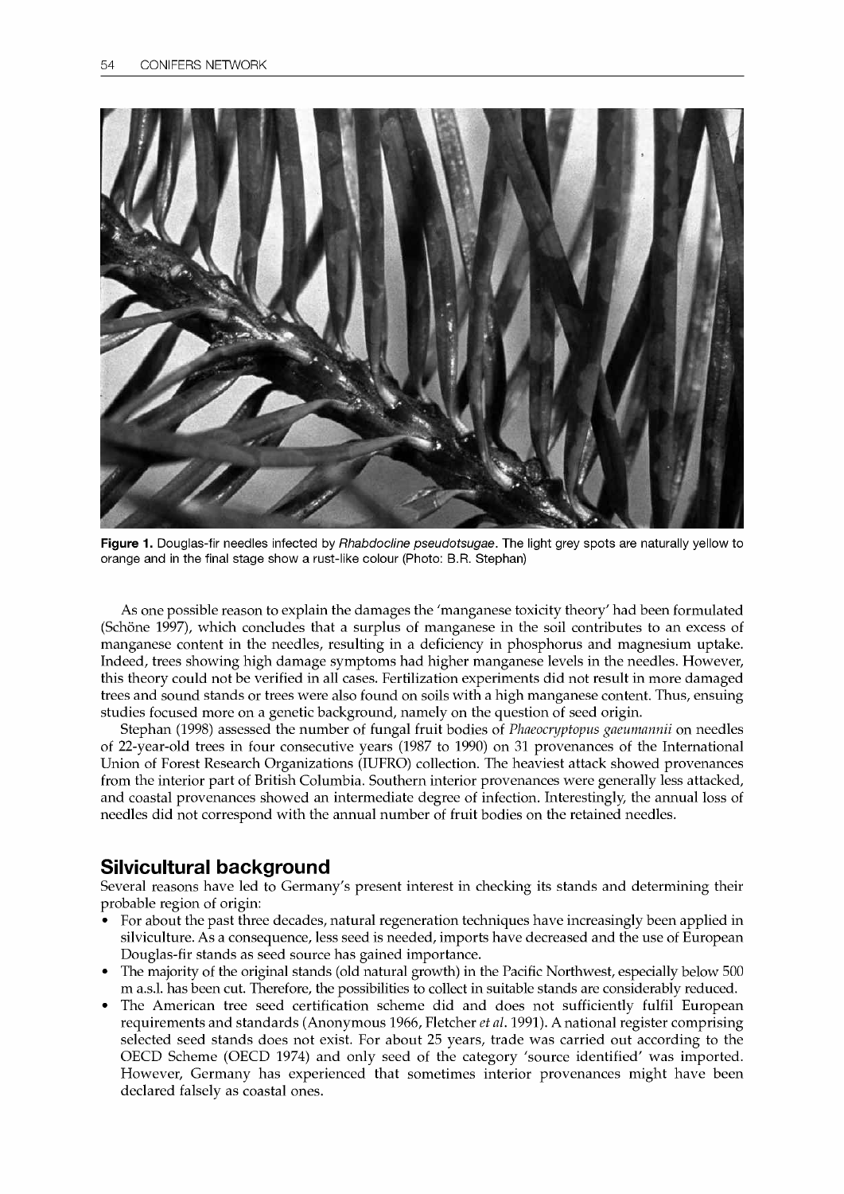**Figure 1.** Douglas-fir needles infected by *Rhabdocline pseudotsugae*. The light grey spots are naturally yellow to orange and in the final stage show a rust-like colour (Photo: B.R. Stephan)

As one possible reason to explain the damages the 'manganese toxicity theory' had been formulated (Schöne 1997), which concludes that a surplus of manganese in the soil contributes to an excess of manganese content in the needles, resulting in a deficiency in phosphorus and magnesium uptake. Indeed, trees showing high damage symptoms had higher manganese levels in the needles. However, this theory could not be verified in all cases. Fertilization experiments did not result in more damaged trees and sound stands or trees were also found on soils with a high manganese content. Thus, ensuing studies focused more on a genetic background, namely on the question of seed origin.

Stephan (1998) assessed the number of fungal fruit bodies of *Phaeocryptopus gaeumannii* on needles of 22-year-old trees in four consecutive years (1987 to 1990) on 31 provenances of the International Union of Forest Research Organizations (IUFRO) collection. The heaviest attack showed provenances from the interior part of British Columbia. Southern interior provenances were generally less attacked, and coastal provenances showed an intermediate degree of infection. Interestingly, the annual loss of needles did not correspond with the annual number of fruit bodies on the retained needles.

## Silvicultural background

Several reasons have led to Germany's present interest in checking its stands and determining their probable region of origin:

- For about the past three decades, natural regeneration techniques have increasingly been applied in silviculture. As a consequence, less seed is needed, imports have decreased and the use of European Douglas-fir stands as seed source has gained importance.
- The majority of the original stands (old natural growth) in the Pacific Northwest, especially below 500 m a.s.l. has been cut. Therefore, the possibilities to collect in suitable stands are considerably reduced.
- The American tree seed certification scheme did and does not sufficiently fulfil European requirements and standards (Anonymous 1966, Fletcher *et al*. 1991). A national register comprising selected seed stands does not exist. For about 25 years, trade was carried out according to the OECD Scheme (OECD 1974) and only seed of the category 'source identified' was imported. However, Germany has experienced that sometimes interior provenances might have been declared falsely as coastal ones.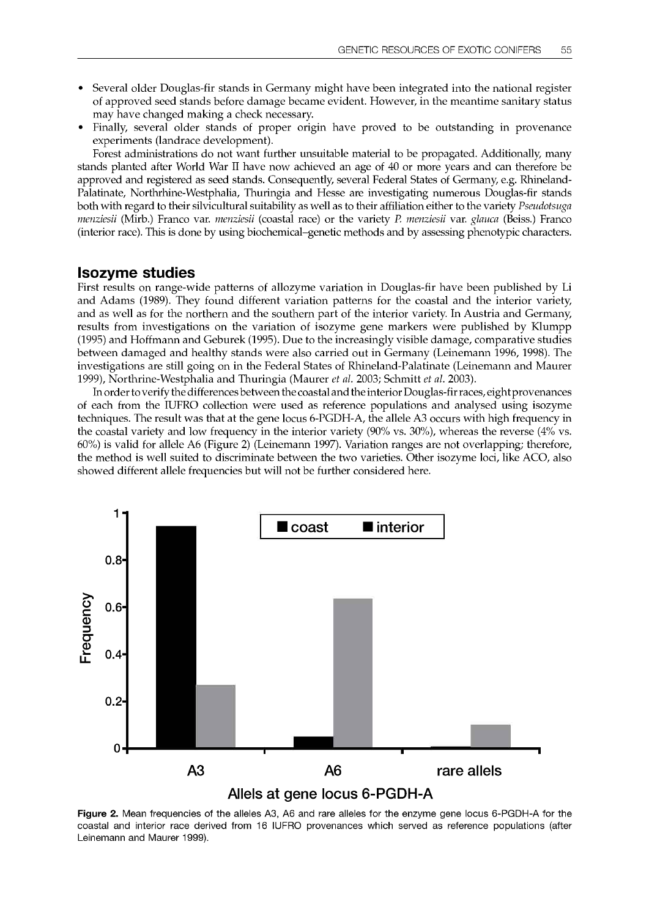- Several older Douglas-fir stands in Germany might have been integrated into the national register of approved seed stands before damage became evident. However, in the meantime sanitary status may have changed making a check necessary.
- Finally, several older stands of proper origin have proved to be outstanding in provenance experiments (landrace development).

Forest administrations do not want further unsuitable material to be propagated. Additionally, many stands planted after World War II have now achieved an age of 40 or more years and can therefore be approved and registered as seed stands. Consequently, several Federal States of Germany, e.g. Rhineland-Palatinate, Northrhine-Westphalia, Thuringia and Hesse are investigating numerous Douglas-fir stands both with regard to their silvicultural suitability as well as to their affiliation either to the variety *Pseudotsuga menziesii* (Mirb.) Franco var. *menziesii* (coastal race) or the variety *P. menziesii* var. *glauca* (Beiss.) Franco (interior race). This is done by using biochemical–genetic methods and by assessing phenotypic characters.

## Isozyme studies

First results on range-wide patterns of allozyme variation in Douglas-fir have been published by Li and Adams (1989). They found different variation patterns for the coastal and the interior variety, and as well as for the northern and the southern part of the interior variety. In Austria and Germany, results from investigations on the variation of isozyme gene markers were published by Klumpp (1995) and Hoffmann and Geburek (1995). Due to the increasingly visible damage, comparative studies between damaged and healthy stands were also carried out in Germany (Leinemann 1996, 1998). The investigations are still going on in the Federal States of Rhineland-Palatinate (Leinemann and Maurer 1999), Northrine-Westphalia and Thuringia (Maurer *et al.* 2003; Schmitt *et al.* 2003).

In order to verify the differences between the coastal and the interior Douglas-fir races, eight provenances of each from the IUFRO collection were used as reference populations and analysed using isozyme techniques. The result was that at the gene locus 6-PGDH-A, the allele A3 occurs with high frequency in the coastal variety and low frequency in the interior variety (90% vs. 30%), whereas the reverse (4% vs. 60%) is valid for allele A6 (Figure 2) (Leinemann 1997). Variation ranges are not overlapping; therefore, the method is well suited to discriminate between the two varieties. Other isozyme loci, like ACO, also showed different allele frequencies but will not be further considered here.

**Figure 2.** Mean frequencies of the alleles A3, A6 and rare alleles for the enzyme gene locus 6-PGDH-A for the coastal and interior race derived from 16 IUFRO provenances which served as reference populations (after Leinemann and Maurer 1999).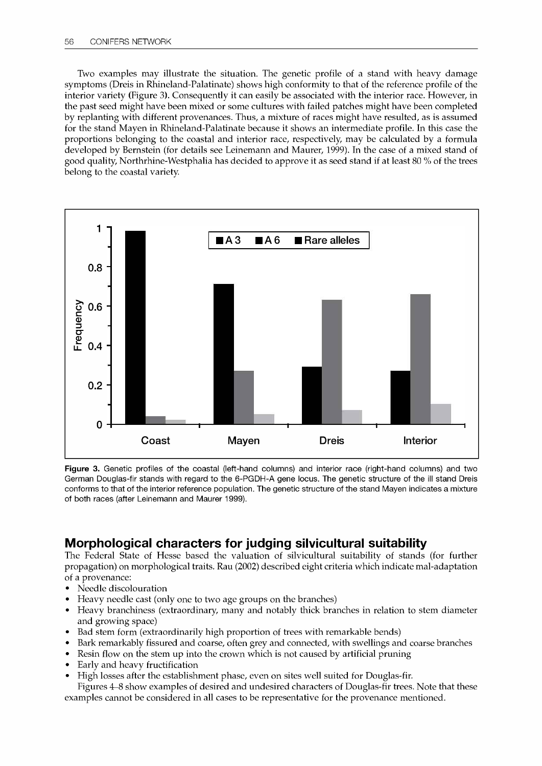Two examples may illustrate the situation. The genetic profile of a stand with heavy damage symptoms (Dreis in Rhineland-Palatinate) shows high conformity to that of the reference profile of the interior variety (Figure 3). Consequently it can easily be associated with the interior race. However, in the past seed might have been mixed or some cultures with failed patches might have been completed by replanting with different provenances. Thus, a mixture of races might have resulted, as is assumed for the stand Mayen in Rhineland-Palatinate because it shows an intermediate profile. In this case the proportions belonging to the coastal and interior race, respectively, may be calculated by a formula developed by Bernstein (for details see Leinemann and Maurer, 1999). In the case of a mixed stand of good quality, Northrhine-Westphalia has decided to approve it as seed stand if at least 80 % of the trees belong to the coastal variety.

**Figure 3.** Genetic profiles of the coastal (left-hand columns) and interior race (right-hand columns) and two German Douglas-fir stands with regard to the 6-PGDH-A gene locus. The genetic structure of the ill stand Dreis conforms to that of the interior reference population. The genetic structure of the stand Mayen indicates a mixture of both races (after Leinemann and Maurer 1999).

## Morphological characters for judging silvicultural suitability

The Federal State of Hesse based the valuation of silvicultural suitability of stands (for further propagation) on morphological traits. Rau (2002) described eight criteria which indicate mal-adaptation of a provenance:

- Needle discolouration
- Heavy needle cast (only one to two age groups on the branches)
- Heavy branchiness (extraordinary, many and notably thick branches in relation to stem diameter and growing space)
- Bad stem form (extraordinarily high proportion of trees with remarkable bends)
- Bark remarkably fissured and coarse, often grey and connected, with swellings and coarse branches
- Resin flow on the stem up into the crown which is not caused by artificial pruning
- Early and heavy fructification
- High losses after the establishment phase, even on sites well suited for Douglas-fir.

Figures 4–8 show examples of desired and undesired characters of Douglas-fir trees. Note that these examples cannot be considered in all cases to be representative for the provenance mentioned.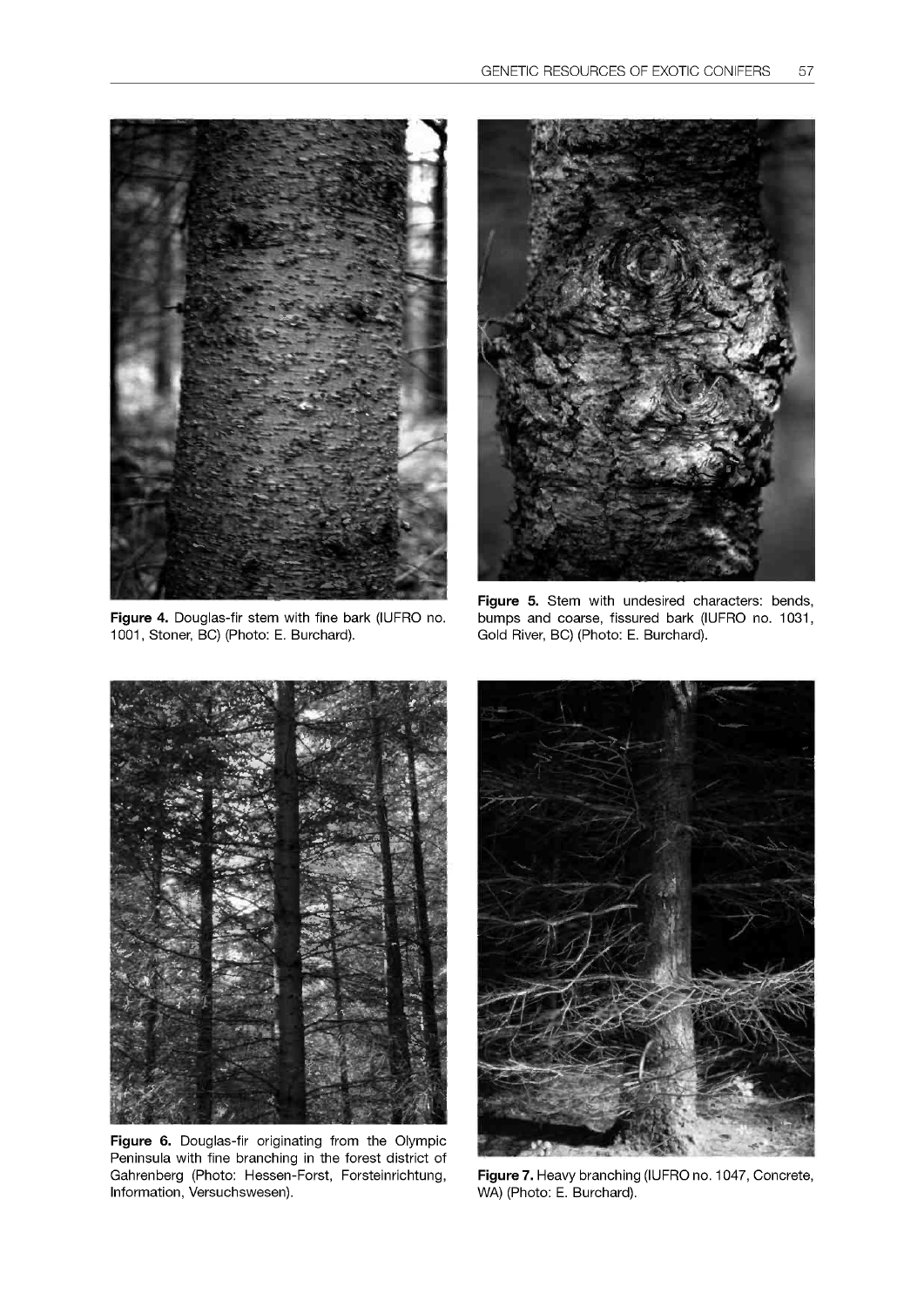Figure 4. Douglas-fir stem with fine bark (IUFRO no. 1001, Stoner, BC) (Photo: E. Burchard).

Figure 5. Stem with undesired characters: bends, bumps and coarse, fissured bark (IUFRO no. 1031, Gold River, BC) (Photo: E. Burchard).

Figure 6. Douglas-fir originating from the Olympic Peninsula with fine branching in the forest district of Gahrenberg (Photo: Hessen-Forst, Forsteinrichtung, Information, Versuchswesen).

Figure 7. Heavy branching (IUFRO no. 1047, Concrete, WA) (Photo: E. Burchard).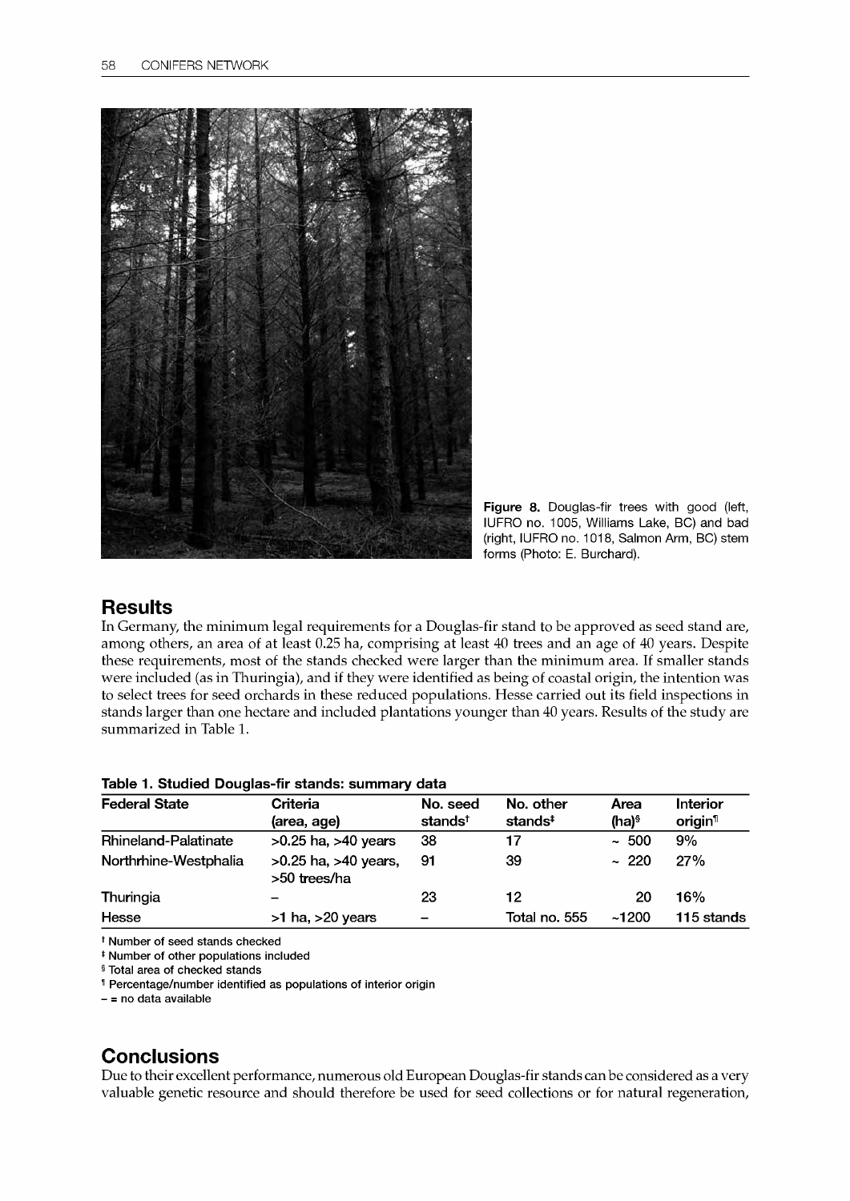Figure 8. Douglas-fir trees with good (left, IUFRO no. 1005, Williams Lake, BC) and bad (right, IUFRO no. 1018, Salmon Arm, BC) stem forms (Photo: E. Burchard).

## Results

In Germany, the minimum legal requirements for a Douglas-fir stand to be approved as seed stand are, among others, an area of at least 0.25 ha, comprising at least 40 trees and an age of 40 years. Despite these requirements, most of the stands checked were larger than the minimum area. If smaller stands were included (as in Thuringia), and if they were identified as being of coastal origin, the intention was to select trees for seed orchards in these reduced populations. Hesse carried out its field inspections in stands larger than one hectare and included plantations younger than 40 years. Results of the study are summarized in Table 1.

**Table 1. Studied Douglas-fir stands: summary data**

| Federal State | Criteria (area, age) | No. seed stands† | No. other stands‡ | Area (ha)§ | Interior origin¶ |
|---|---|---|---|---|---|
| Rhineland-Palatinate | >0.25 ha, >40 years | 38 | 17 | ~ 500 | 9% |
| Northrhine-Westphalia | >0.25 ha, >40 years, >50 trees/ha | 91 | 39 | ~ 220 | 27% |
| Thuringia | – | 23 | 12 | 20 | 16% |
| Hesse | >1 ha, >20 years | – | Total no. 555 | ~1200 | 115 stands |

† Number of seed stands checked
‡ Number of other populations included
§ Total area of checked stands
¶ Percentage/number identified as populations of interior origin
– = no data available

## Conclusions

Due to their excellent performance, numerous old European Douglas-fir stands can be considered as a very valuable genetic resource and should therefore be used for seed collections or for natural regeneration,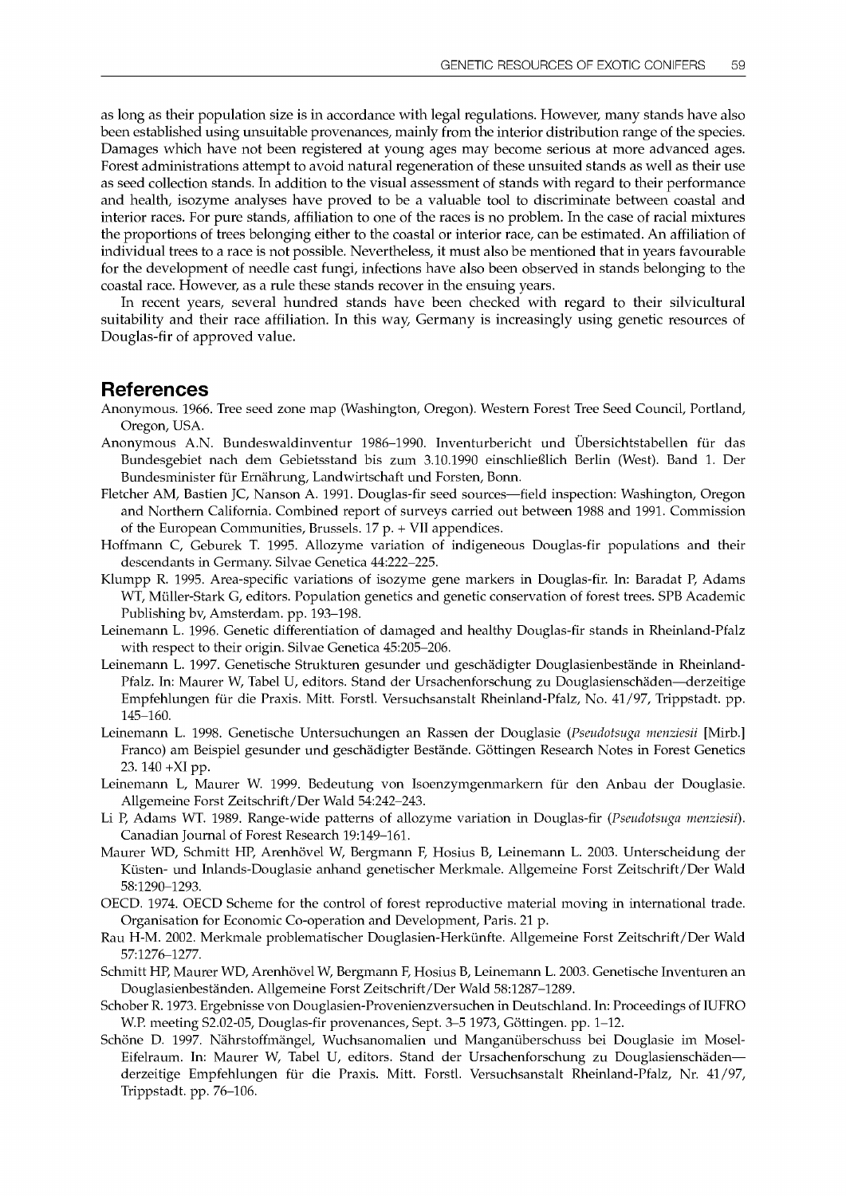as long as their population size is in accordance with legal regulations. However, many stands have also been established using unsuitable provenances, mainly from the interior distribution range of the species. Damages which have not been registered at young ages may become serious at more advanced ages. Forest administrations attempt to avoid natural regeneration of these unsuited stands as well as their use as seed collection stands. In addition to the visual assessment of stands with regard to their performance and health, isozyme analyses have proved to be a valuable tool to discriminate between coastal and interior races. For pure stands, affiliation to one of the races is no problem. In the case of racial mixtures the proportions of trees belonging either to the coastal or interior race, can be estimated. An affiliation of individual trees to a race is not possible. Nevertheless, it must also be mentioned that in years favourable for the development of needle cast fungi, infections have also been observed in stands belonging to the coastal race. However, as a rule these stands recover in the ensuing years.

In recent years, several hundred stands have been checked with regard to their silvicultural suitability and their race affiliation. In this way, Germany is increasingly using genetic resources of Douglas-fir of approved value.

## References

Anonymous. 1966. Tree seed zone map (Washington, Oregon). Western Forest Tree Seed Council, Portland, Oregon, USA.

Anonymous A.N. Bundeswaldinventur 1986–1990. Inventurbericht und Übersichtstabellen für das Bundesgebiet nach dem Gebietsstand bis zum 3.10.1990 einschließlich Berlin (West). Band 1. Der Bundesminister für Ernährung, Landwirtschaft und Forsten, Bonn.

Fletcher AM, Bastien JC, Nanson A. 1991. Douglas-fir seed sources—field inspection: Washington, Oregon and Northern California. Combined report of surveys carried out between 1988 and 1991. Commission of the European Communities, Brussels. 17 p. + VII appendices.

Hoffmann C, Geburek T. 1995. Allozyme variation of indigeneous Douglas-fir populations and their descendants in Germany. Silvae Genetica 44:222–225.

Klumpp R. 1995. Area-specific variations of isozyme gene markers in Douglas-fir. In: Baradat P, Adams WT, Müller-Stark G, editors. Population genetics and genetic conservation of forest trees. SPB Academic Publishing bv, Amsterdam. pp. 193–198.

Leinemann L. 1996. Genetic differentiation of damaged and healthy Douglas-fir stands in Rheinland-Pfalz with respect to their origin. Silvae Genetica 45:205–206.

Leinemann L. 1997. Genetische Strukturen gesunder und geschädigter Douglasienbestände in Rheinland-Pfalz. In: Maurer W, Tabel U, editors. Stand der Ursachenforschung zu Douglasienschäden—derzeitige Empfehlungen für die Praxis. Mitt. Forstl. Versuchsanstalt Rheinland-Pfalz, No. 41/97, Trippstadt. pp. 145–160.

Leinemann L. 1998. Genetische Untersuchungen an Rassen der Douglasie (*Pseudotsuga menziesii* [Mirb.] Franco) am Beispiel gesunder und geschädigter Bestände. Göttingen Research Notes in Forest Genetics 23. 140 +XI pp.

Leinemann L, Maurer W. 1999. Bedeutung von Isoenzymgenmarkern für den Anbau der Douglasie. Allgemeine Forst Zeitschrift/Der Wald 54:242–243.

Li P, Adams WT. 1989. Range-wide patterns of allozyme variation in Douglas-fir (*Pseudotsuga menziesii*). Canadian Journal of Forest Research 19:149–161.

Maurer WD, Schmitt HP, Arenhövel W, Bergmann F, Hosius B, Leinemann L. 2003. Unterscheidung der Küsten- und Inlands-Douglasie anhand genetischer Merkmale. Allgemeine Forst Zeitschrift/Der Wald 58:1290–1293.

OECD. 1974. OECD Scheme for the control of forest reproductive material moving in international trade. Organisation for Economic Co-operation and Development, Paris. 21 p.

Rau H-M. 2002. Merkmale problematischer Douglasien-Herkünfte. Allgemeine Forst Zeitschrift/Der Wald 57:1276–1277.

Schmitt HP, Maurer WD, Arenhövel W, Bergmann F, Hosius B, Leinemann L. 2003. Genetische Inventuren an Douglasienbeständen. Allgemeine Forst Zeitschrift/Der Wald 58:1287–1289.

Schober R. 1973. Ergebnisse von Douglasien-Provenienzversuchen in Deutschland. In: Proceedings of IUFRO W.P. meeting S2.02-05, Douglas-fir provenances, Sept. 3–5 1973, Göttingen. pp. 1–12.

Schöne D. 1997. Nährstoffmängel, Wuchsanomalien und Manganüberschuss bei Douglasie im Mosel-Eifelraum. In: Maurer W, Tabel U, editors. Stand der Ursachenforschung zu Douglasienschäden—derzeitige Empfehlungen für die Praxis. Mitt. Forstl. Versuchsanstalt Rheinland-Pfalz, Nr. 41/97, Trippstadt. pp. 76–106.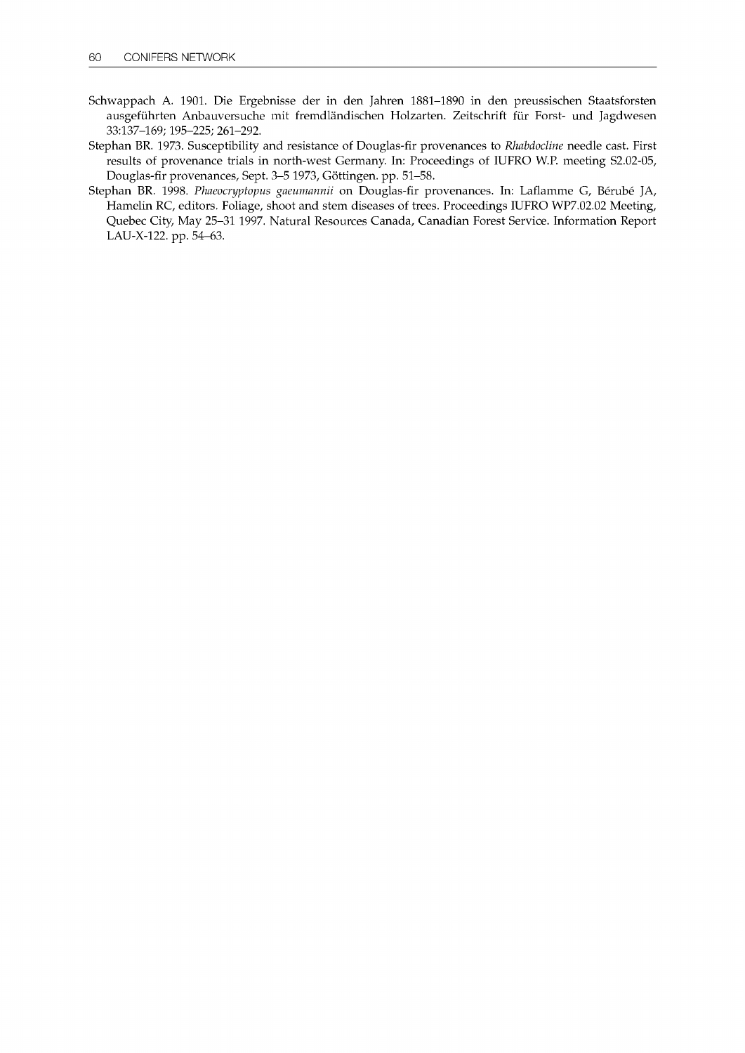Schwappach A. 1901. Die Ergebnisse der in den Jahren 1881–1890 in den preussischen Staatsforsten ausgeführten Anbauversuche mit fremdländischen Holzarten. Zeitschrift für Forst- und Jagdwesen 33:137–169; 195–225; 261–292.

Stephan BR. 1973. Susceptibility and resistance of Douglas-fir provenances to *Rhabdocline* needle cast. First results of provenance trials in north-west Germany. In: Proceedings of IUFRO W.P. meeting S2.02-05, Douglas-fir provenances, Sept. 3–5 1973, Göttingen. pp. 51–58.

Stephan BR. 1998. *Phaeocryptopus gaeumannii* on Douglas-fir provenances. In: Laflamme G, Bérubé JA, Hamelin RC, editors. Foliage, shoot and stem diseases of trees. Proceedings IUFRO WP7.02.02 Meeting, Quebec City, May 25–31 1997. Natural Resources Canada, Canadian Forest Service. Information Report LAU-X-122. pp. 54–63.